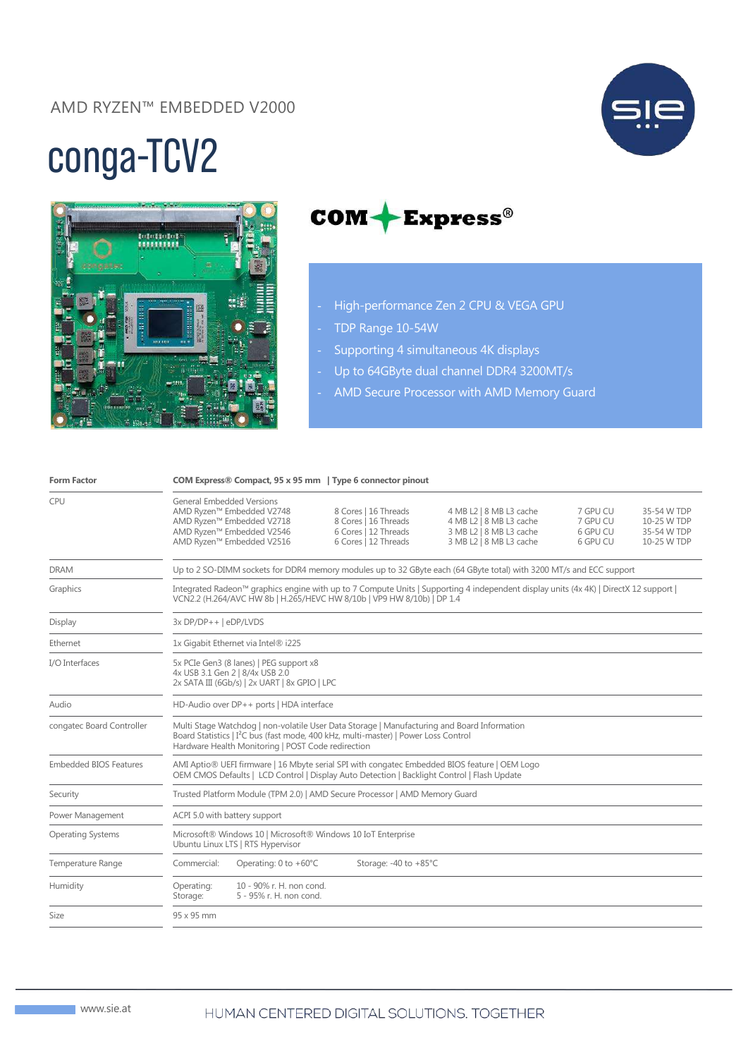AMD RYZEN™ EMBEDDED V2000

# conga-TCV2

COM Express®

- High-performance Zen 2 CPU & VEGA GPU
- TDP Range 10-54W
- Supporting 4 simultaneous 4K displays
- Up to 64GByte dual channel DDR4 3200MT/s
- AMD Secure Processor with AMD Memory Guard

| **Form Factor** | **COM Express® Compact, 95 x 95 mm \| Type 6 connector pinout** | | | | |
|---|---|---|---|---|---|
| CPU | General Embedded Versions | | | | |
| | AMD Ryzen™ Embedded V2748 | 8 Cores \| 16 Threads | 4 MB L2 \| 8 MB L3 cache | 7 GPU CU | 35-54 W TDP |
| | AMD Ryzen™ Embedded V2718 | 8 Cores \| 16 Threads | 4 MB L2 \| 8 MB L3 cache | 7 GPU CU | 10-25 W TDP |
| | AMD Ryzen™ Embedded V2546 | 6 Cores \| 12 Threads | 3 MB L2 \| 8 MB L3 cache | 6 GPU CU | 35-54 W TDP |
| | AMD Ryzen™ Embedded V2516 | 6 Cores \| 12 Threads | 3 MB L2 \| 8 MB L3 cache | 6 GPU CU | 10-25 W TDP |
| DRAM | Up to 2 SO-DIMM sockets for DDR4 memory modules up to 32 GByte each (64 GByte total) with 3200 MT/s and ECC support | | | | |
| Graphics | Integrated Radeon™ graphics engine with up to 7 Compute Units \| Supporting 4 independent display units (4x 4K) \| DirectX 12 support \| VCN2.2 (H.264/AVC HW 8b \| H.265/HEVC HW 8/10b \| VP9 HW 8/10b) \| DP 1.4 | | | | |
| Display | 3x DP/DP++ \| eDP/LVDS | | | | |
| Ethernet | 1x Gigabit Ethernet via Intel® i225 | | | | |
| I/O Interfaces | 5x PCIe Gen3 (8 lanes) \| PEG support x8<br>4x USB 3.1 Gen 2 \| 8/4x USB 2.0<br>2x SATA III (6Gb/s) \| 2x UART \| 8x GPIO \| LPC | | | | |
| Audio | HD-Audio over DP++ ports \| HDA interface | | | | |
| congatec Board Controller | Multi Stage Watchdog \| non-volatile User Data Storage \| Manufacturing and Board Information<br>Board Statistics \| I²C bus (fast mode, 400 kHz, multi-master) \| Power Loss Control<br>Hardware Health Monitoring \| POST Code redirection | | | | |
| Embedded BIOS Features | AMI Aptio® UEFI firmware \| 16 Mbyte serial SPI with congatec Embedded BIOS feature \| OEM Logo<br>OEM CMOS Defaults \| LCD Control \| Display Auto Detection \| Backlight Control \| Flash Update | | | | |
| Security | Trusted Platform Module (TPM 2.0) \| AMD Secure Processor \| AMD Memory Guard | | | | |
| Power Management | ACPI 5.0 with battery support | | | | |
| Operating Systems | Microsoft® Windows 10 \| Microsoft® Windows 10 IoT Enterprise<br>Ubuntu Linux LTS \| RTS Hypervisor | | | | |
| Temperature Range | Commercial: Operating: 0 to +60°C Storage: -40 to +85°C | | | | |
| Humidity | Operating: 10 - 90% r. H. non cond.<br>Storage: 5 - 95% r. H. non cond. | | | | |
| Size | 95 x 95 mm | | | | |

www.sie.at

HUMAN CENTERED DIGITAL SOLUTIONS. TOGETHER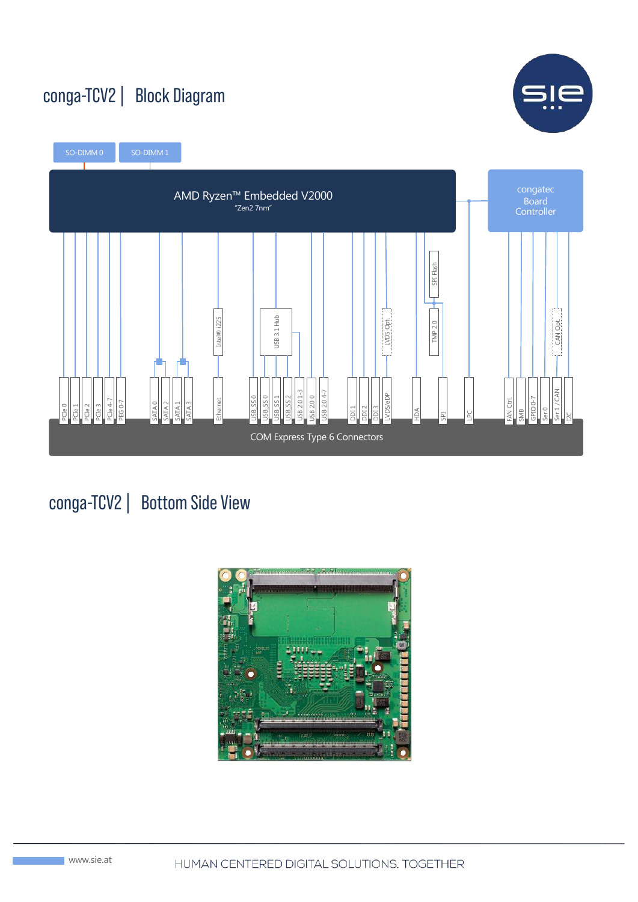## conga-TCV2 | Block Diagram

SO-DIMM 0

SO-DIMM 1

AMD Ryzen™ Embedded V2000

"Zen2 7nm"

congatec Board Controller

Intel® i225

USB 3.1 Hub

LVDS Opt.

SPI Flash

TMP 2.0

CAN Opt.

PCIe 0
PCIe 1
PCIe 2
PCIe 3
PCIe 4-7
PEG 0-7
SATA 0
SATA 2
SATA 1
SATA 3
Ethernet
USB SS 0
USB SS 0
USB SS 1
USB SS 2
USB 2.0 1-3
USB 2.0 0
USB 2.0 4-7
DDI 1
DDI 2
DDI 3
LVDS/eDP
HDA
SPI
LPC
FAN Ctrl
SMB
GPIO 0-7
Ser 0
Ser 1 / CAN
I2C

COM Express Type 6 Connectors

## conga-TCV2 | Bottom Side View

www.sie.at

HUMAN CENTERED DIGITAL SOLUTIONS. TOGETHER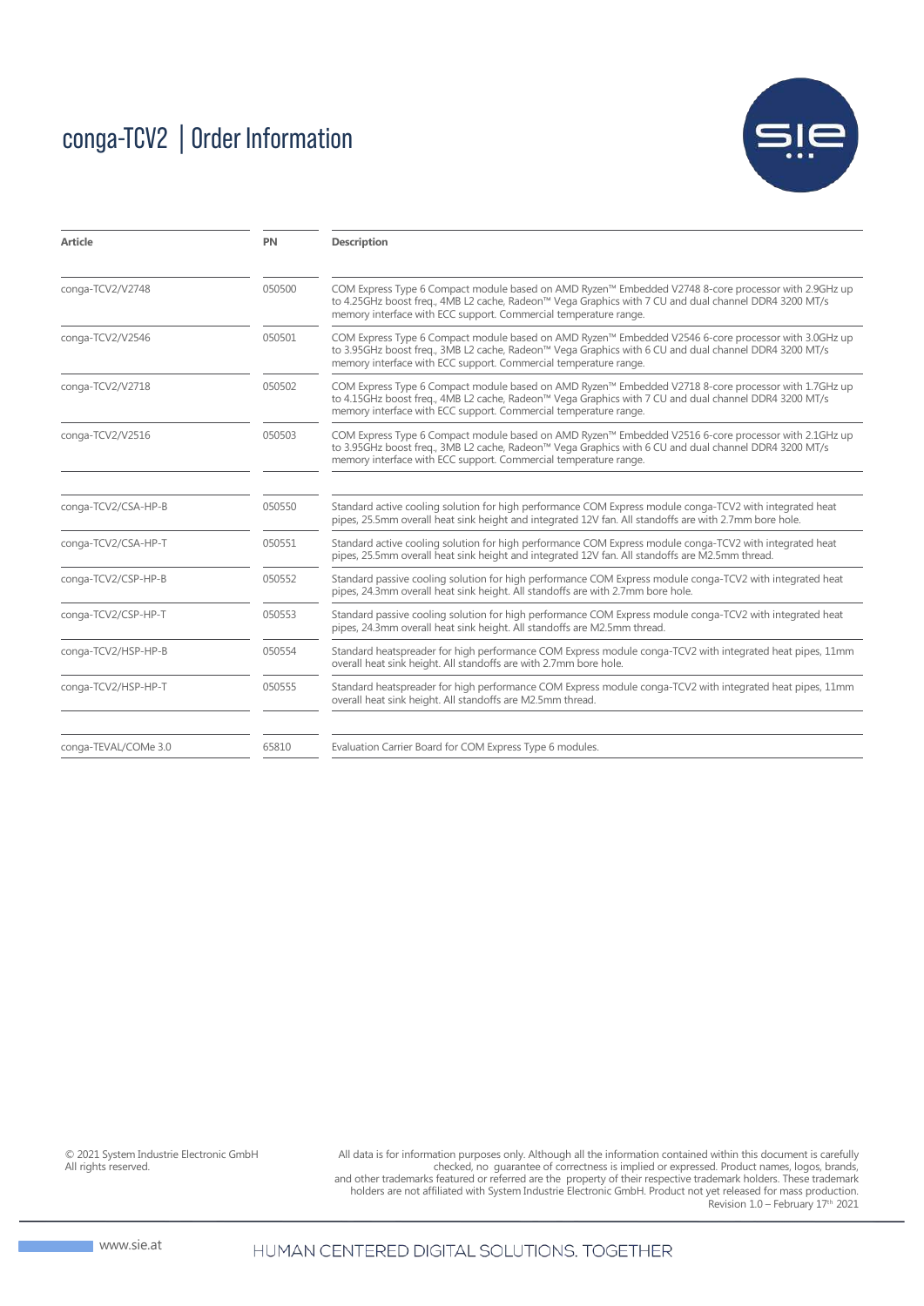# conga-TCV2 | Order Information

| Article | PN | Description |
|---|---|---|
| conga-TCV2/V2748 | 050500 | COM Express Type 6 Compact module based on AMD Ryzen™ Embedded V2748 8-core processor with 2.9GHz up to 4.25GHz boost freq., 4MB L2 cache, Radeon™ Vega Graphics with 7 CU and dual channel DDR4 3200 MT/s memory interface with ECC support. Commercial temperature range. |
| conga-TCV2/V2546 | 050501 | COM Express Type 6 Compact module based on AMD Ryzen™ Embedded V2546 6-core processor with 3.0GHz up to 3.95GHz boost freq., 3MB L2 cache, Radeon™ Vega Graphics with 6 CU and dual channel DDR4 3200 MT/s memory interface with ECC support. Commercial temperature range. |
| conga-TCV2/V2718 | 050502 | COM Express Type 6 Compact module based on AMD Ryzen™ Embedded V2718 8-core processor with 1.7GHz up to 4.15GHz boost freq., 4MB L2 cache, Radeon™ Vega Graphics with 7 CU and dual channel DDR4 3200 MT/s memory interface with ECC support. Commercial temperature range. |
| conga-TCV2/V2516 | 050503 | COM Express Type 6 Compact module based on AMD Ryzen™ Embedded V2516 6-core processor with 2.1GHz up to 3.95GHz boost freq., 3MB L2 cache, Radeon™ Vega Graphics with 6 CU and dual channel DDR4 3200 MT/s memory interface with ECC support. Commercial temperature range. |
| conga-TCV2/CSA-HP-B | 050550 | Standard active cooling solution for high performance COM Express module conga-TCV2 with integrated heat pipes, 25.5mm overall heat sink height and integrated 12V fan. All standoffs are with 2.7mm bore hole. |
| conga-TCV2/CSA-HP-T | 050551 | Standard active cooling solution for high performance COM Express module conga-TCV2 with integrated heat pipes, 25.5mm overall heat sink height and integrated 12V fan. All standoffs are M2.5mm thread. |
| conga-TCV2/CSP-HP-B | 050552 | Standard passive cooling solution for high performance COM Express module conga-TCV2 with integrated heat pipes, 24.3mm overall heat sink height. All standoffs are with 2.7mm bore hole. |
| conga-TCV2/CSP-HP-T | 050553 | Standard passive cooling solution for high performance COM Express module conga-TCV2 with integrated heat pipes, 24.3mm overall heat sink height. All standoffs are M2.5mm thread. |
| conga-TCV2/HSP-HP-B | 050554 | Standard heatspreader for high performance COM Express module conga-TCV2 with integrated heat pipes, 11mm overall heat sink height. All standoffs are with 2.7mm bore hole. |
| conga-TCV2/HSP-HP-T | 050555 | Standard heatspreader for high performance COM Express module conga-TCV2 with integrated heat pipes, 11mm overall heat sink height. All standoffs are M2.5mm thread. |
| conga-TEVAL/COMe 3.0 | 65810 | Evaluation Carrier Board for COM Express Type 6 modules. |

© 2021 System Industrie Electronic GmbH
All rights reserved.

All data is for information purposes only. Although all the information contained within this document is carefully checked, no guarantee of correctness is implied or expressed. Product names, logos, brands, and other trademarks featured or referred are the property of their respective trademark holders. These trademark holders are not affiliated with System Industrie Electronic GmbH. Product not yet released for mass production.
Revision 1.0 – February 17th 2021

www.sie.at

HUMAN CENTERED DIGITAL SOLUTIONS. TOGETHER